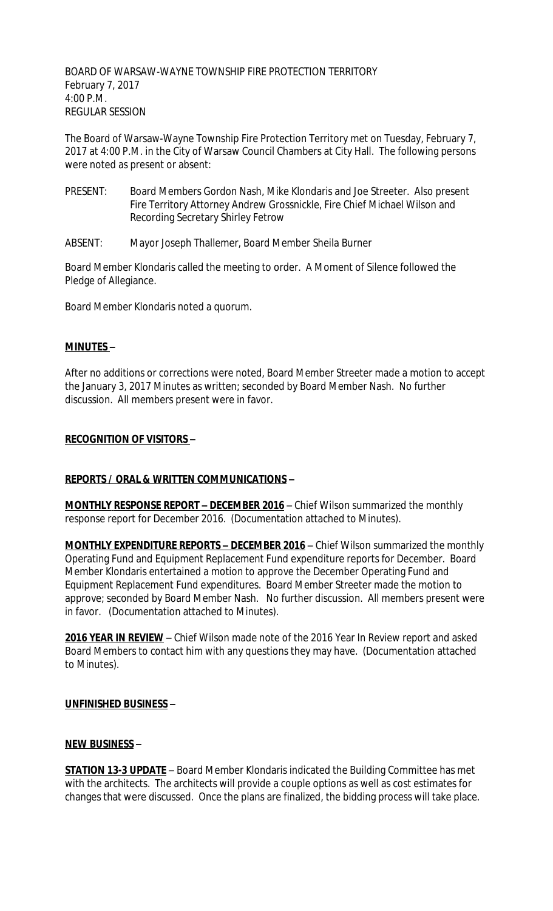BOARD OF WARSAW-WAYNE TOWNSHIP FIRE PROTECTION TERRITORY
February 7, 2017
4:00 P.M.
REGULAR SESSION

The Board of Warsaw-Wayne Township Fire Protection Territory met on Tuesday, February 7, 2017 at 4:00 P.M. in the City of Warsaw Council Chambers at City Hall. The following persons were noted as present or absent:

PRESENT: Board Members Gordon Nash, Mike Klondaris and Joe Streeter. Also present Fire Territory Attorney Andrew Grossnickle, Fire Chief Michael Wilson and Recording Secretary Shirley Fetrow

ABSENT: Mayor Joseph Thallemer, Board Member Sheila Burner

Board Member Klondaris called the meeting to order. A Moment of Silence followed the Pledge of Allegiance.

Board Member Klondaris noted a quorum.

**MINUTES –**

After no additions or corrections were noted, Board Member Streeter made a motion to accept the January 3, 2017 Minutes as written; seconded by Board Member Nash. No further discussion. All members present were in favor.

**RECOGNITION OF VISITORS –**

**REPORTS / ORAL & WRITTEN COMMUNICATIONS –**

**MONTHLY RESPONSE REPORT – DECEMBER 2016** – Chief Wilson summarized the monthly response report for December 2016. (Documentation attached to Minutes).

**MONTHLY EXPENDITURE REPORTS – DECEMBER 2016** – Chief Wilson summarized the monthly Operating Fund and Equipment Replacement Fund expenditure reports for December. Board Member Klondaris entertained a motion to approve the December Operating Fund and Equipment Replacement Fund expenditures. Board Member Streeter made the motion to approve; seconded by Board Member Nash. No further discussion. All members present were in favor. (Documentation attached to Minutes).

**2016 YEAR IN REVIEW** – Chief Wilson made note of the 2016 Year In Review report and asked Board Members to contact him with any questions they may have. (Documentation attached to Minutes).

**UNFINISHED BUSINESS –**

**NEW BUSINESS –**

**STATION 13-3 UPDATE** – Board Member Klondaris indicated the Building Committee has met with the architects. The architects will provide a couple options as well as cost estimates for changes that were discussed. Once the plans are finalized, the bidding process will take place.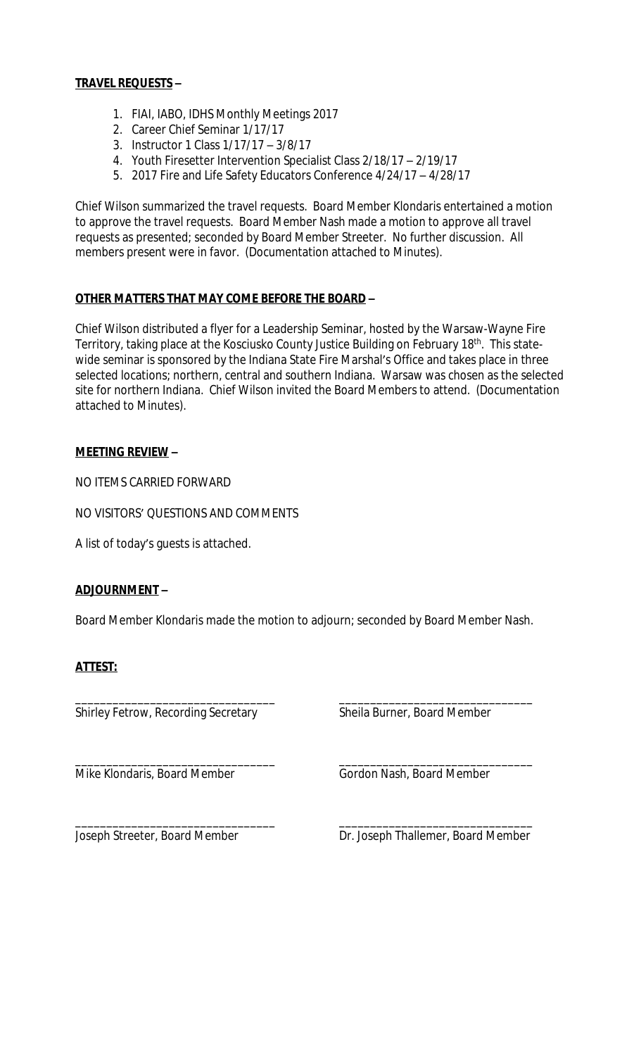**TRAVEL REQUESTS –**

1. FIAI, IABO, IDHS Monthly Meetings 2017
2. Career Chief Seminar 1/17/17
3. Instructor 1 Class 1/17/17 – 3/8/17
4. Youth Firesetter Intervention Specialist Class 2/18/17 – 2/19/17
5. 2017 Fire and Life Safety Educators Conference 4/24/17 – 4/28/17

Chief Wilson summarized the travel requests. Board Member Klondaris entertained a motion to approve the travel requests. Board Member Nash made a motion to approve all travel requests as presented; seconded by Board Member Streeter. No further discussion. All members present were in favor. (Documentation attached to Minutes).

**OTHER MATTERS THAT MAY COME BEFORE THE BOARD –**

Chief Wilson distributed a flyer for a Leadership Seminar, hosted by the Warsaw-Wayne Fire Territory, taking place at the Kosciusko County Justice Building on February 18th. This state-wide seminar is sponsored by the Indiana State Fire Marshal's Office and takes place in three selected locations; northern, central and southern Indiana. Warsaw was chosen as the selected site for northern Indiana. Chief Wilson invited the Board Members to attend. (Documentation attached to Minutes).

**MEETING REVIEW –**

NO ITEMS CARRIED FORWARD

NO VISITORS' QUESTIONS AND COMMENTS

A list of today's guests is attached.

**ADJOURNMENT –**

Board Member Klondaris made the motion to adjourn; seconded by Board Member Nash.

**ATTEST:**

| | |
|---|---|
| _______________________________ | _______________________________ |
| Shirley Fetrow, Recording Secretary | Sheila Burner, Board Member |
| _______________________________ | _______________________________ |
| Mike Klondaris, Board Member | Gordon Nash, Board Member |
| _______________________________ | _______________________________ |
| Joseph Streeter, Board Member | Dr. Joseph Thallemer, Board Member |